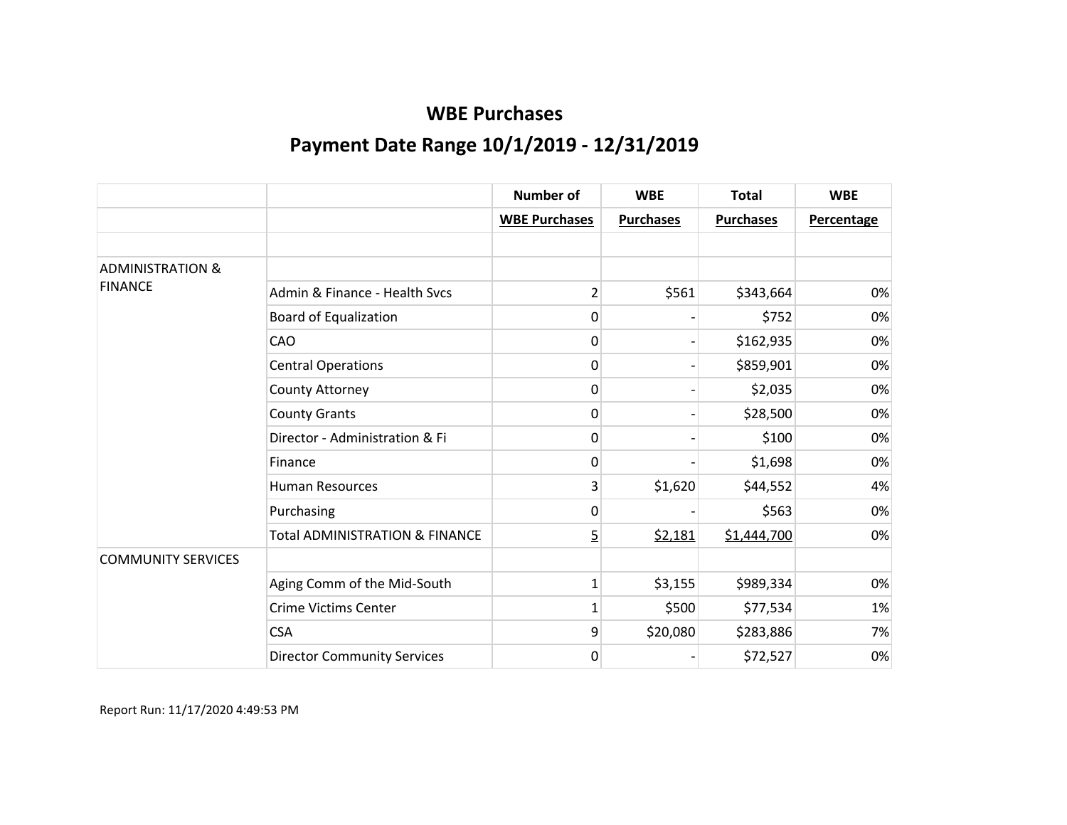# WBE Purchases

## Payment Date Range 10/1/2019 - 12/31/2019

| | | Number of WBE Purchases | WBE Purchases | Total Purchases | WBE Percentage |
|---|---|---|---|---|---|
| | | | | | |
| ADMINISTRATION & FINANCE | | | | | |
| | Admin & Finance - Health Svcs | 2 | $561 | $343,664 | 0% |
| | Board of Equalization | 0 | - | $752 | 0% |
| | CAO | 0 | - | $162,935 | 0% |
| | Central Operations | 0 | - | $859,901 | 0% |
| | County Attorney | 0 | - | $2,035 | 0% |
| | County Grants | 0 | - | $28,500 | 0% |
| | Director - Administration & Fi | 0 | - | $100 | 0% |
| | Finance | 0 | - | $1,698 | 0% |
| | Human Resources | 3 | $1,620 | $44,552 | 4% |
| | Purchasing | 0 | - | $563 | 0% |
| | Total ADMINISTRATION & FINANCE | 5 | $2,181 | $1,444,700 | 0% |
| COMMUNITY SERVICES | | | | | |
| | Aging Comm of the Mid-South | 1 | $3,155 | $989,334 | 0% |
| | Crime Victims Center | 1 | $500 | $77,534 | 1% |
| | CSA | 9 | $20,080 | $283,886 | 7% |
| | Director Community Services | 0 | - | $72,527 | 0% |

Report Run: 11/17/2020 4:49:53 PM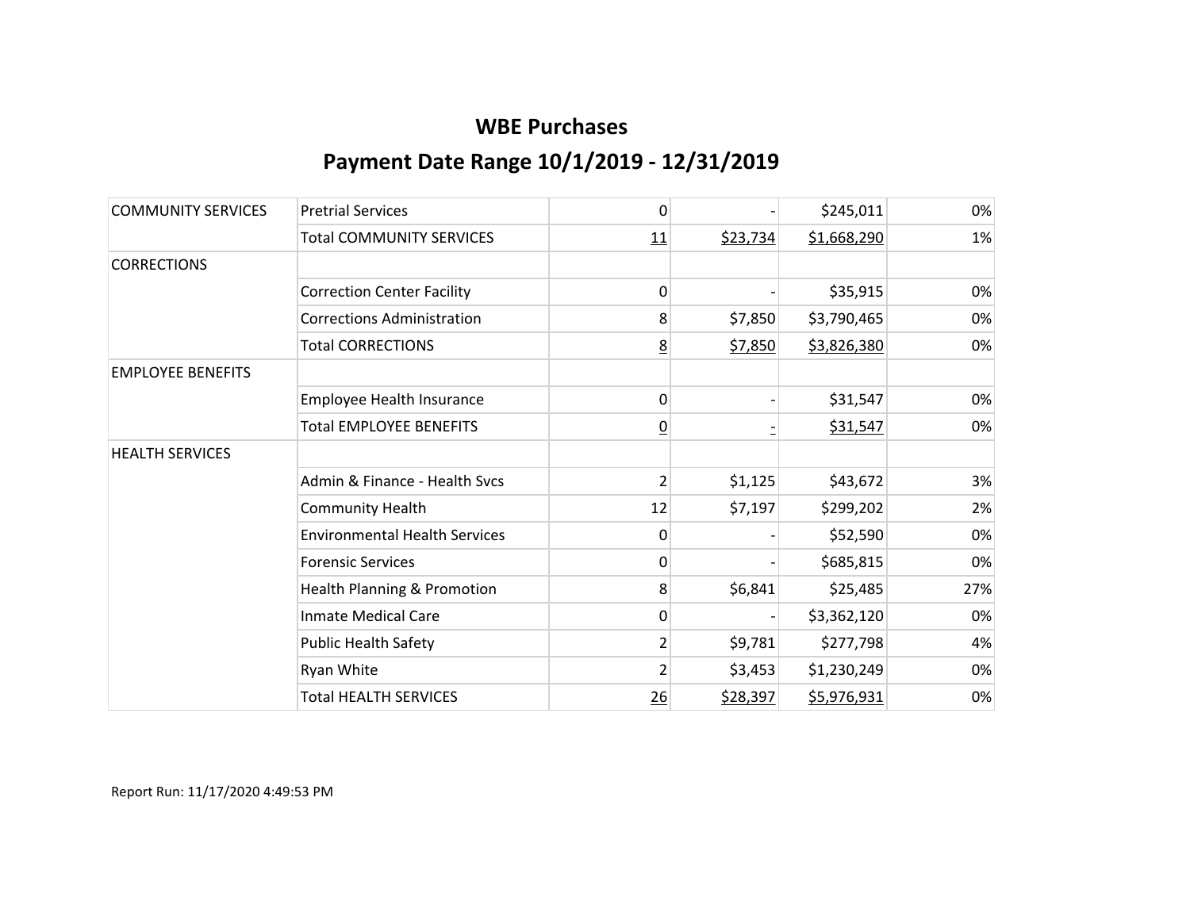## WBE Purchases

## Payment Date Range 10/1/2019 - 12/31/2019

| | | | | | |
|---|---|---|---|---|---|
| COMMUNITY SERVICES | Pretrial Services | 0 | - | $245,011 | 0% |
| | Total COMMUNITY SERVICES | 11 | $23,734 | $1,668,290 | 1% |
| CORRECTIONS | | | | | |
| | Correction Center Facility | 0 | - | $35,915 | 0% |
| | Corrections Administration | 8 | $7,850 | $3,790,465 | 0% |
| | Total CORRECTIONS | 8 | $7,850 | $3,826,380 | 0% |
| EMPLOYEE BENEFITS | | | | | |
| | Employee Health Insurance | 0 | - | $31,547 | 0% |
| | Total EMPLOYEE BENEFITS | 0 | - | $31,547 | 0% |
| HEALTH SERVICES | | | | | |
| | Admin & Finance - Health Svcs | 2 | $1,125 | $43,672 | 3% |
| | Community Health | 12 | $7,197 | $299,202 | 2% |
| | Environmental Health Services | 0 | - | $52,590 | 0% |
| | Forensic Services | 0 | - | $685,815 | 0% |
| | Health Planning & Promotion | 8 | $6,841 | $25,485 | 27% |
| | Inmate Medical Care | 0 | - | $3,362,120 | 0% |
| | Public Health Safety | 2 | $9,781 | $277,798 | 4% |
| | Ryan White | 2 | $3,453 | $1,230,249 | 0% |
| | Total HEALTH SERVICES | 26 | $28,397 | $5,976,931 | 0% |

Report Run: 11/17/2020 4:49:53 PM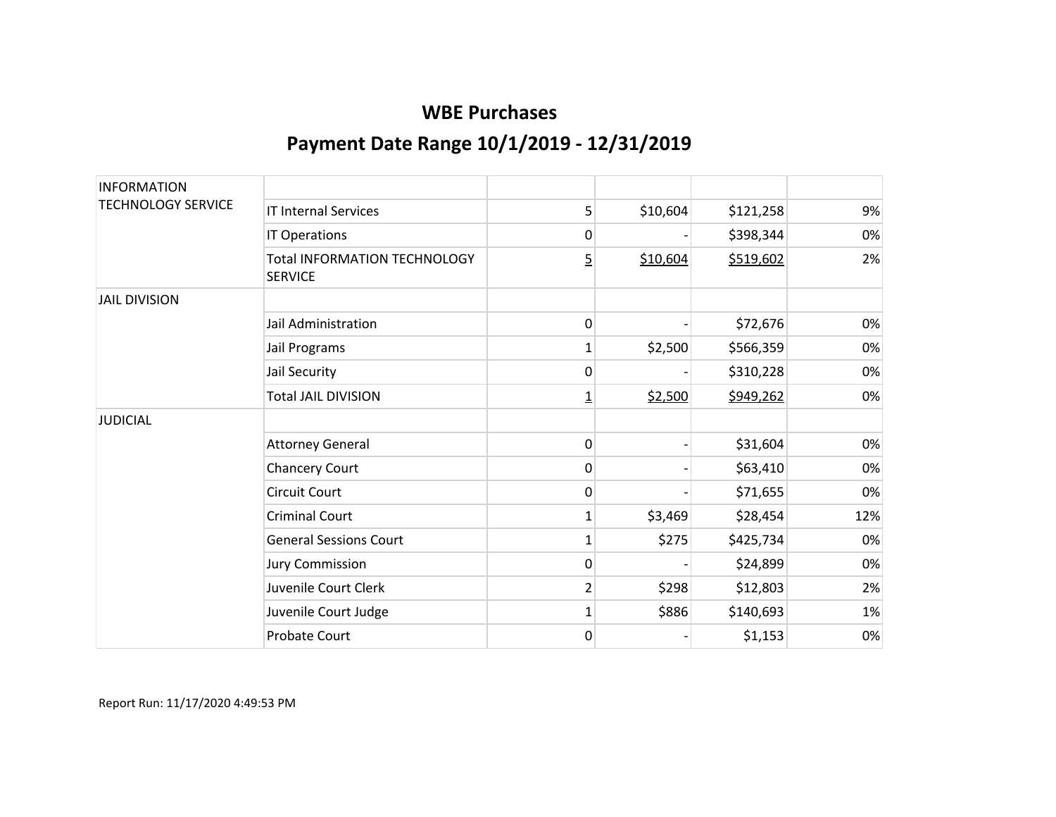# WBE Purchases

## Payment Date Range 10/1/2019 - 12/31/2019

| | | | | | |
|---|---|---|---|---|---|
| INFORMATION TECHNOLOGY SERVICE | | | | | |
| | IT Internal Services | 5 | $10,604 | $121,258 | 9% |
| | IT Operations | 0 | - | $398,344 | 0% |
| | Total INFORMATION TECHNOLOGY SERVICE | 5 | $10,604 | $519,602 | 2% |
| JAIL DIVISION | | | | | |
| | Jail Administration | 0 | - | $72,676 | 0% |
| | Jail Programs | 1 | $2,500 | $566,359 | 0% |
| | Jail Security | 0 | - | $310,228 | 0% |
| | Total JAIL DIVISION | 1 | $2,500 | $949,262 | 0% |
| JUDICIAL | | | | | |
| | Attorney General | 0 | - | $31,604 | 0% |
| | Chancery Court | 0 | - | $63,410 | 0% |
| | Circuit Court | 0 | - | $71,655 | 0% |
| | Criminal Court | 1 | $3,469 | $28,454 | 12% |
| | General Sessions Court | 1 | $275 | $425,734 | 0% |
| | Jury Commission | 0 | - | $24,899 | 0% |
| | Juvenile Court Clerk | 2 | $298 | $12,803 | 2% |
| | Juvenile Court Judge | 1 | $886 | $140,693 | 1% |
| | Probate Court | 0 | - | $1,153 | 0% |

Report Run: 11/17/2020 4:49:53 PM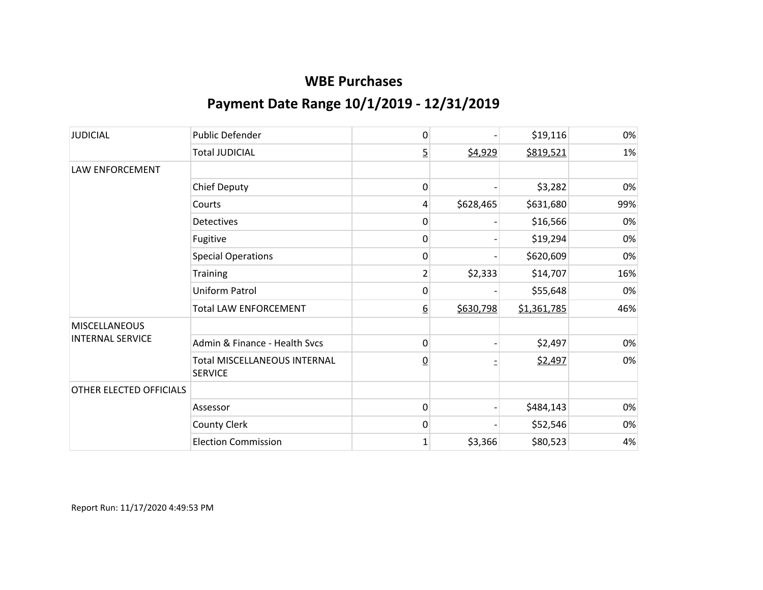# WBE Purchases

## Payment Date Range 10/1/2019 - 12/31/2019

| | | | | | |
|---|---|---|---|---|---|
| JUDICIAL | Public Defender | 0 | - | $19,116 | 0% |
| | Total JUDICIAL | 5 | $4,929 | $819,521 | 1% |
| LAW ENFORCEMENT | | | | | |
| | Chief Deputy | 0 | - | $3,282 | 0% |
| | Courts | 4 | $628,465 | $631,680 | 99% |
| | Detectives | 0 | - | $16,566 | 0% |
| | Fugitive | 0 | - | $19,294 | 0% |
| | Special Operations | 0 | - | $620,609 | 0% |
| | Training | 2 | $2,333 | $14,707 | 16% |
| | Uniform Patrol | 0 | - | $55,648 | 0% |
| | Total LAW ENFORCEMENT | 6 | $630,798 | $1,361,785 | 46% |
| MISCELLANEOUS INTERNAL SERVICE | | | | | |
| | Admin & Finance - Health Svcs | 0 | - | $2,497 | 0% |
| | Total MISCELLANEOUS INTERNAL SERVICE | 0 | - | $2,497 | 0% |
| OTHER ELECTED OFFICIALS | | | | | |
| | Assessor | 0 | - | $484,143 | 0% |
| | County Clerk | 0 | - | $52,546 | 0% |
| | Election Commission | 1 | $3,366 | $80,523 | 4% |

Report Run: 11/17/2020 4:49:53 PM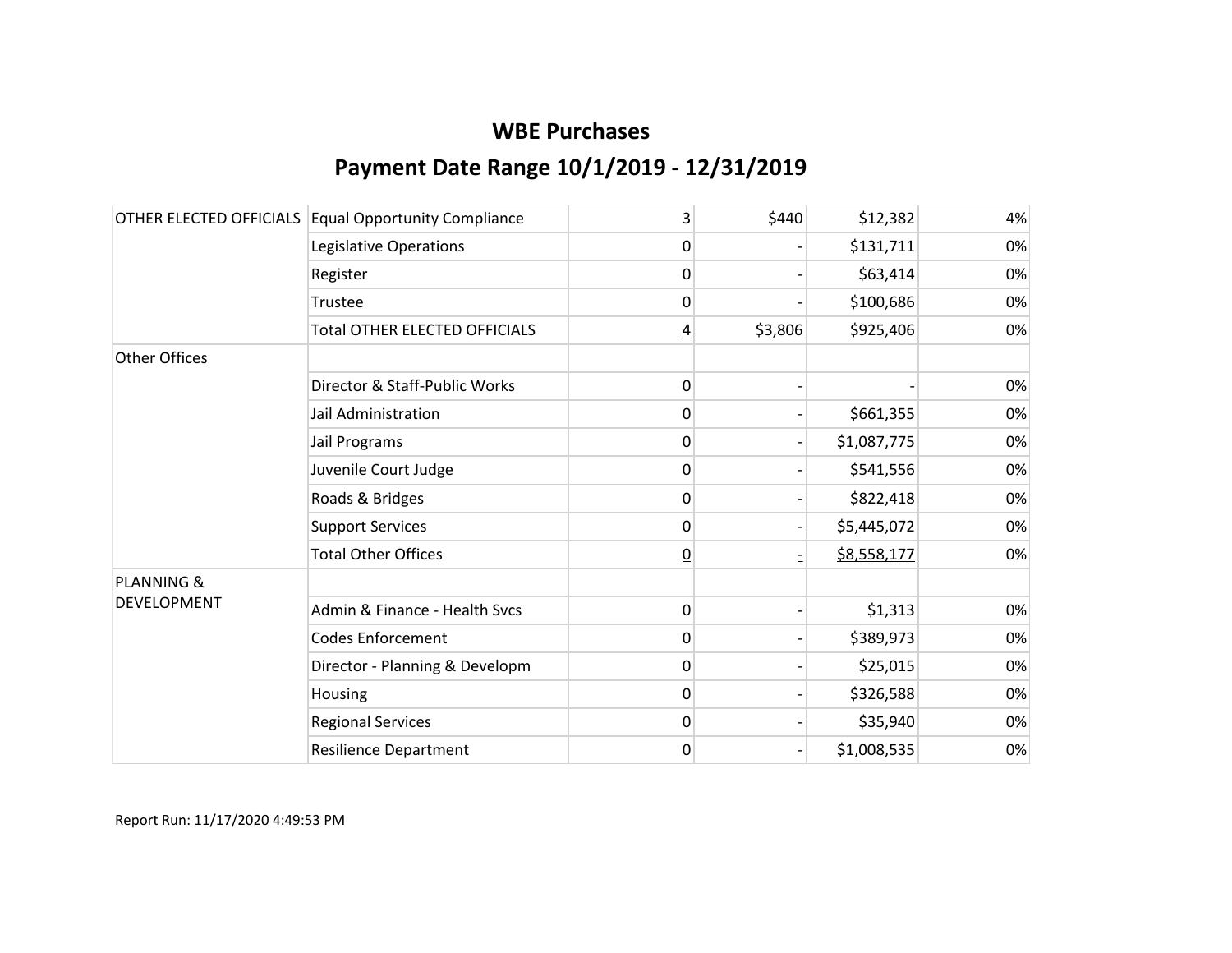## WBE Purchases

## Payment Date Range 10/1/2019 - 12/31/2019

| | | | | | |
|---|---|---|---|---|---|
| OTHER ELECTED OFFICIALS | Equal Opportunity Compliance | 3 | $440 | $12,382 | 4% |
| | Legislative Operations | 0 | - | $131,711 | 0% |
| | Register | 0 | - | $63,414 | 0% |
| | Trustee | 0 | - | $100,686 | 0% |
| | Total OTHER ELECTED OFFICIALS | 4 | $3,806 | $925,406 | 0% |
| Other Offices | | | | | |
| | Director & Staff-Public Works | 0 | - | - | 0% |
| | Jail Administration | 0 | - | $661,355 | 0% |
| | Jail Programs | 0 | - | $1,087,775 | 0% |
| | Juvenile Court Judge | 0 | - | $541,556 | 0% |
| | Roads & Bridges | 0 | - | $822,418 | 0% |
| | Support Services | 0 | - | $5,445,072 | 0% |
| | Total Other Offices | 0 | - | $8,558,177 | 0% |
| PLANNING & DEVELOPMENT | | | | | |
| | Admin & Finance - Health Svcs | 0 | - | $1,313 | 0% |
| | Codes Enforcement | 0 | - | $389,973 | 0% |
| | Director - Planning & Developm | 0 | - | $25,015 | 0% |
| | Housing | 0 | - | $326,588 | 0% |
| | Regional Services | 0 | - | $35,940 | 0% |
| | Resilience Department | 0 | - | $1,008,535 | 0% |

Report Run: 11/17/2020 4:49:53 PM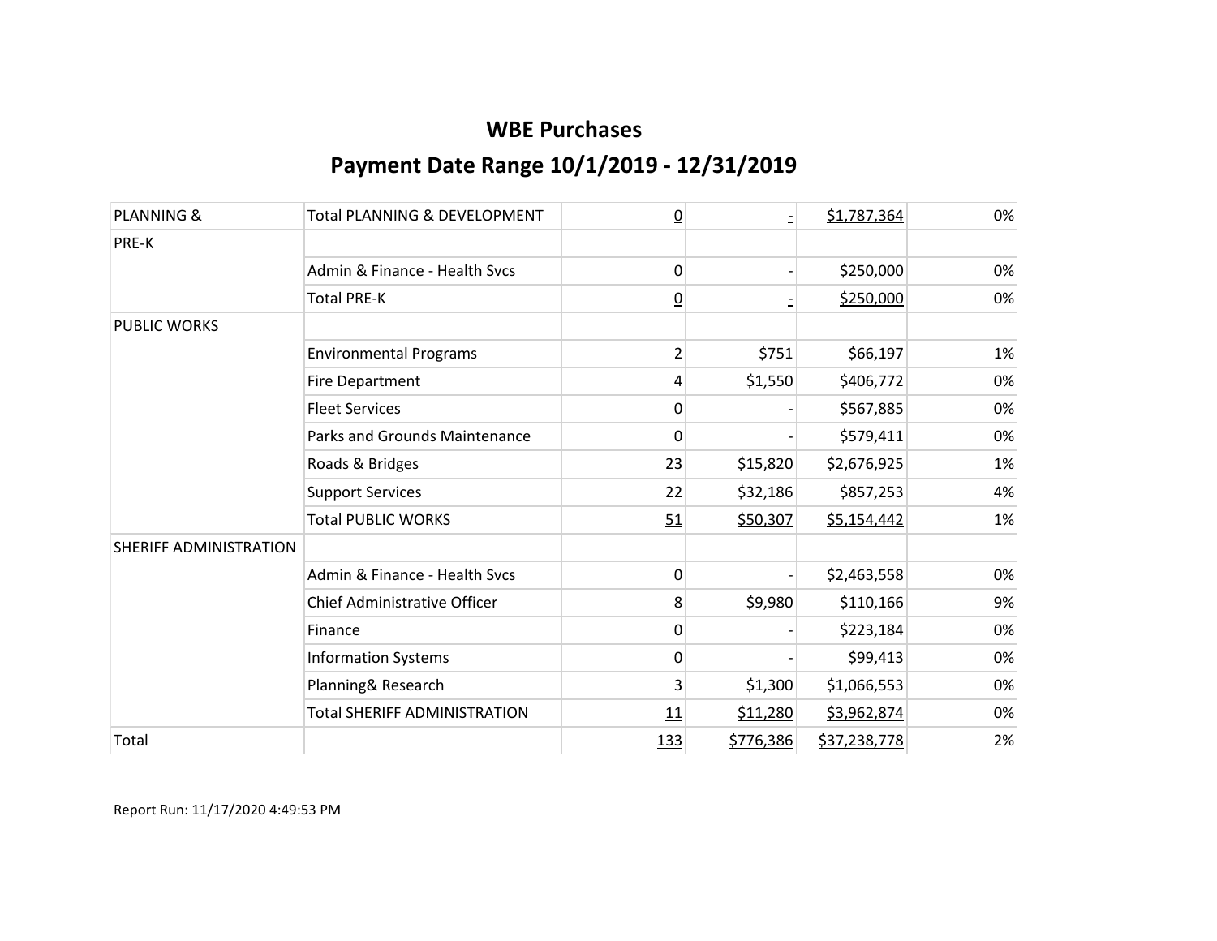## WBE Purchases

## Payment Date Range 10/1/2019 - 12/31/2019

| | | | | | |
|---|---|---|---|---|---|
| PLANNING & | Total PLANNING & DEVELOPMENT | 0 | - | $1,787,364 | 0% |
| PRE-K | | | | | |
| | Admin & Finance - Health Svcs | 0 | - | $250,000 | 0% |
| | Total PRE-K | 0 | - | $250,000 | 0% |
| PUBLIC WORKS | | | | | |
| | Environmental Programs | 2 | $751 | $66,197 | 1% |
| | Fire Department | 4 | $1,550 | $406,772 | 0% |
| | Fleet Services | 0 | - | $567,885 | 0% |
| | Parks and Grounds Maintenance | 0 | - | $579,411 | 0% |
| | Roads & Bridges | 23 | $15,820 | $2,676,925 | 1% |
| | Support Services | 22 | $32,186 | $857,253 | 4% |
| | Total PUBLIC WORKS | 51 | $50,307 | $5,154,442 | 1% |
| SHERIFF ADMINISTRATION | | | | | |
| | Admin & Finance - Health Svcs | 0 | - | $2,463,558 | 0% |
| | Chief Administrative Officer | 8 | $9,980 | $110,166 | 9% |
| | Finance | 0 | - | $223,184 | 0% |
| | Information Systems | 0 | - | $99,413 | 0% |
| | Planning& Research | 3 | $1,300 | $1,066,553 | 0% |
| | Total SHERIFF ADMINISTRATION | 11 | $11,280 | $3,962,874 | 0% |
| Total | | 133 | $776,386 | $37,238,778 | 2% |

Report Run: 11/17/2020 4:49:53 PM